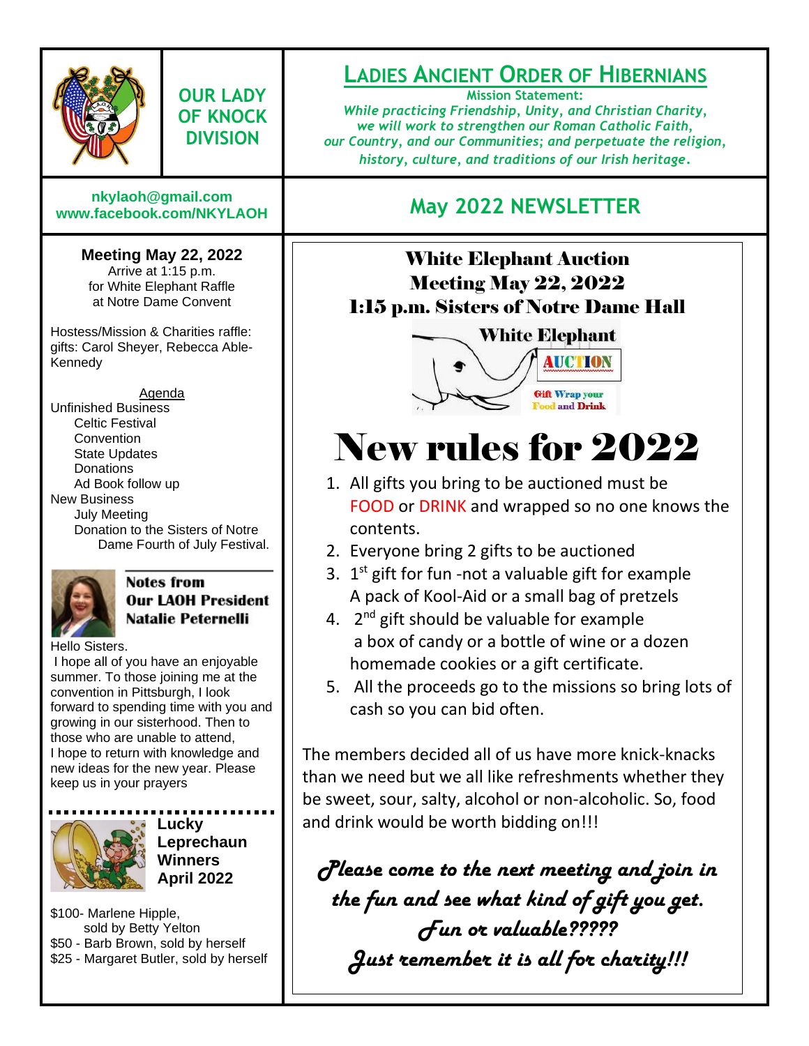# OUR LADY OF KNOCK DIVISION

# LADIES ANCIENT ORDER OF HIBERNIANS

**Mission Statement:**

*While practicing Friendship, Unity, and Christian Charity, we will work to strengthen our Roman Catholic Faith, our Country, and our Communities; and perpetuate the religion, history, culture, and traditions of our Irish heritage.*

**nkylaoh@gmail.com**
**www.facebook.com/NKYLAOH**

## May 2022 NEWSLETTER

**Meeting May 22, 2022**
Arrive at 1:15 p.m.
for White Elephant Raffle
at Notre Dame Convent

Hostess/Mission & Charities raffle: gifts: Carol Sheyer, Rebecca Able-Kennedy

Agenda

- Unfinished Business
  - Celtic Festival
  - Convention
  - State Updates
  - Donations
  - Ad Book follow up
- New Business
  - July Meeting
  - Donation to the Sisters of Notre Dame Fourth of July Festival.

### Notes from Our LAOH President Natalie Peternelli

Hello Sisters.

I hope all of you have an enjoyable summer. To those joining me at the convention in Pittsburgh, I look forward to spending time with you and growing in our sisterhood. Then to those who are unable to attend, I hope to return with knowledge and new ideas for the new year. Please keep us in your prayers

### Lucky Leprechaun Winners April 2022

$100- Marlene Hipple, sold by Betty Yelton
$50 - Barb Brown, sold by herself
$25 - Margaret Butler, sold by herself

## White Elephant Auction Meeting May 22, 2022 1:15 p.m. Sisters of Notre Dame Hall

White Elephant AUCTION
Gift Wrap your Food and Drink

# New rules for 2022

1. All gifts you bring to be auctioned must be FOOD or DRINK and wrapped so no one knows the contents.
2. Everyone bring 2 gifts to be auctioned
3. 1st gift for fun -not a valuable gift for example A pack of Kool-Aid or a small bag of pretzels
4. 2nd gift should be valuable for example a box of candy or a bottle of wine or a dozen homemade cookies or a gift certificate.
5. All the proceeds go to the missions so bring lots of cash so you can bid often.

The members decided all of us have more knick-knacks than we need but we all like refreshments whether they be sweet, sour, salty, alcohol or non-alcoholic. So, food and drink would be worth bidding on!!!

***Please come to the next meeting and join in the fun and see what kind of gift you get. Fun or valuable????? Just remember it is all for charity!!!***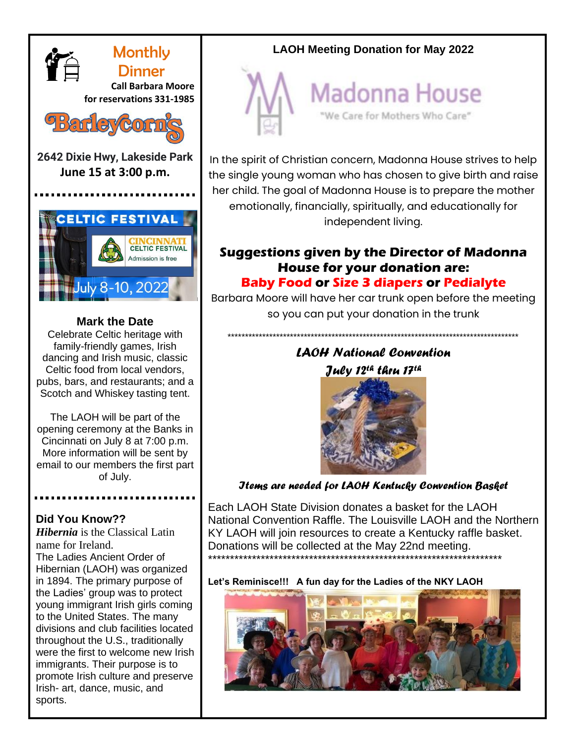## Monthly Dinner

**Call Barbara Moore for reservations 331-1985**

Barleycorn's

**2642 Dixie Hwy, Lakeside Park**
**June 15 at 3:00 p.m.**

CELTIC FESTIVAL

CINCINNATI CELTIC FESTIVAL
Admission is free

July 8-10, 2022

### Mark the Date

Celebrate Celtic heritage with family-friendly games, Irish dancing and Irish music, classic Celtic food from local vendors, pubs, bars, and restaurants; and a Scotch and Whiskey tasting tent.

The LAOH will be part of the opening ceremony at the Banks in Cincinnati on July 8 at 7:00 p.m. More information will be sent by email to our members the first part of July.

### Did You Know??

***Hibernia*** is the Classical Latin name for Ireland.
The Ladies Ancient Order of Hibernian (LAOH) was organized in 1894. The primary purpose of the Ladies' group was to protect young immigrant Irish girls coming to the United States. The many divisions and club facilities located throughout the U.S., traditionally were the first to welcome new Irish immigrants. Their purpose is to promote Irish culture and preserve Irish- art, dance, music, and sports.

## LAOH Meeting Donation for May 2022

Madonna House
"We Care for Mothers Who Care"

In the spirit of Christian concern, Madonna House strives to help the single young woman who has chosen to give birth and raise her child. The goal of Madonna House is to prepare the mother emotionally, financially, spiritually, and educationally for independent living.

### Suggestions given by the Director of Madonna House for your donation are:

**Baby Food or Size 3 diapers or Pedialyte**

Barbara Moore will have her car trunk open before the meeting so you can put your donation in the trunk

*****************************************************************************************

***LAOH National Convention***
***July 12th thru 17th***

***Items are needed for LAOH Kentucky Convention Basket***

Each LAOH State Division donates a basket for the LAOH National Convention Raffle. The Louisville LAOH and the Northern KY LAOH will join resources to create a Kentucky raffle basket. Donations will be collected at the May 22nd meeting.

************************************************************************

**Let's Reminisce!!! A fun day for the Ladies of the NKY LAOH**